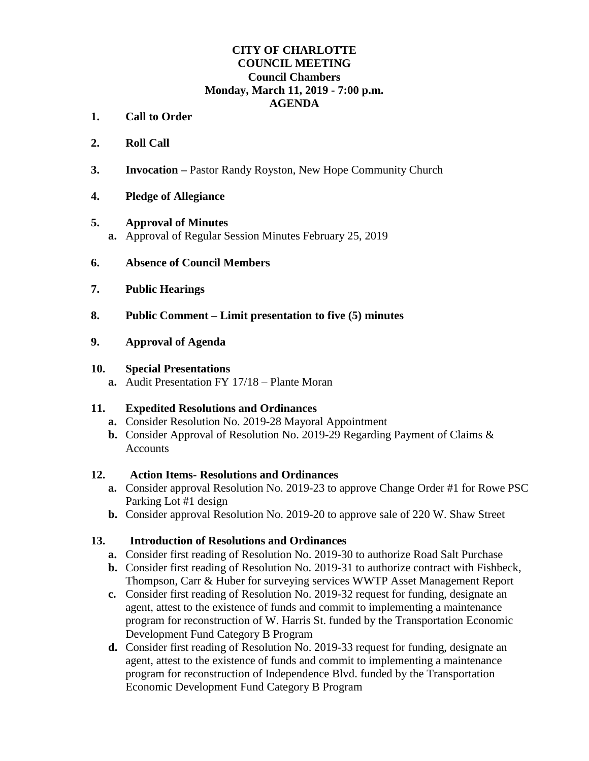# CITY OF CHARLOTTE
## COUNCIL MEETING
### Council Chambers
### Monday, March 11, 2019 - 7:00 p.m.
### AGENDA

**1. Call to Order**

**2. Roll Call**

**3. Invocation –** Pastor Randy Royston, New Hope Community Church

**4. Pledge of Allegiance**

**5. Approval of Minutes**

- **a.** Approval of Regular Session Minutes February 25, 2019

**6. Absence of Council Members**

**7. Public Hearings**

**8. Public Comment – Limit presentation to five (5) minutes**

**9. Approval of Agenda**

**10. Special Presentations**

- **a.** Audit Presentation FY 17/18 – Plante Moran

**11. Expedited Resolutions and Ordinances**

- **a.** Consider Resolution No. 2019-28 Mayoral Appointment
- **b.** Consider Approval of Resolution No. 2019-29 Regarding Payment of Claims & Accounts

**12. Action Items- Resolutions and Ordinances**

- **a.** Consider approval Resolution No. 2019-23 to approve Change Order #1 for Rowe PSC Parking Lot #1 design
- **b.** Consider approval Resolution No. 2019-20 to approve sale of 220 W. Shaw Street

**13. Introduction of Resolutions and Ordinances**

- **a.** Consider first reading of Resolution No. 2019-30 to authorize Road Salt Purchase
- **b.** Consider first reading of Resolution No. 2019-31 to authorize contract with Fishbeck, Thompson, Carr & Huber for surveying services WWTP Asset Management Report
- **c.** Consider first reading of Resolution No. 2019-32 request for funding, designate an agent, attest to the existence of funds and commit to implementing a maintenance program for reconstruction of W. Harris St. funded by the Transportation Economic Development Fund Category B Program
- **d.** Consider first reading of Resolution No. 2019-33 request for funding, designate an agent, attest to the existence of funds and commit to implementing a maintenance program for reconstruction of Independence Blvd. funded by the Transportation Economic Development Fund Category B Program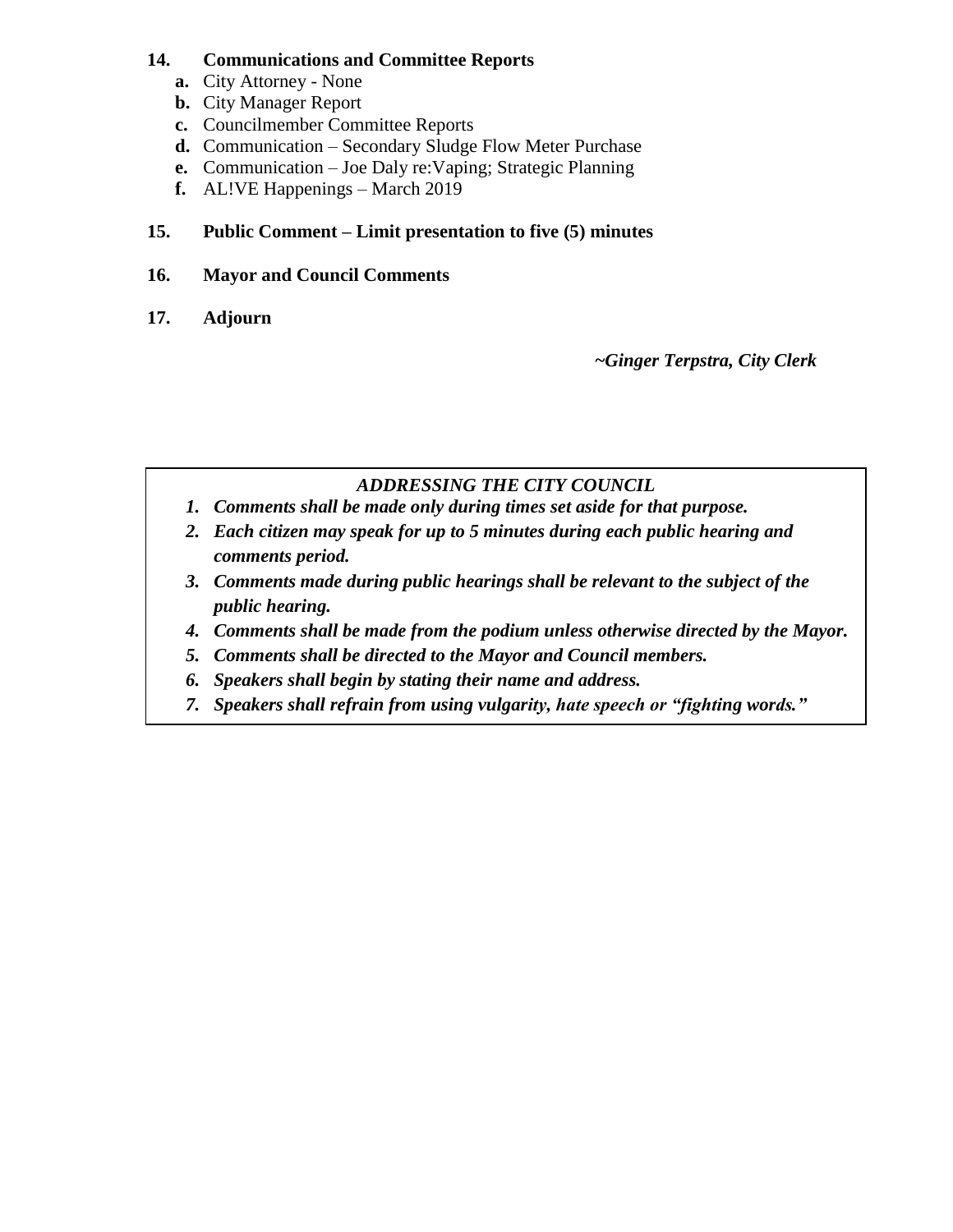**14. Communications and Committee Reports**

- **a.** City Attorney - None
- **b.** City Manager Report
- **c.** Councilmember Committee Reports
- **d.** Communication – Secondary Sludge Flow Meter Purchase
- **e.** Communication – Joe Daly re:Vaping; Strategic Planning
- **f.** AL!VE Happenings – March 2019

**15. Public Comment – Limit presentation to five (5) minutes**

**16. Mayor and Council Comments**

**17. Adjourn**

***~Ginger Terpstra, City Clerk***

*ADDRESSING THE CITY COUNCIL*

1. ***Comments shall be made only during times set aside for that purpose.***
2. ***Each citizen may speak for up to 5 minutes during each public hearing and comments period.***
3. ***Comments made during public hearings shall be relevant to the subject of the public hearing.***
4. ***Comments shall be made from the podium unless otherwise directed by the Mayor.***
5. ***Comments shall be directed to the Mayor and Council members.***
6. ***Speakers shall begin by stating their name and address.***
7. ***Speakers shall refrain from using vulgarity, hate speech or "fighting words."***